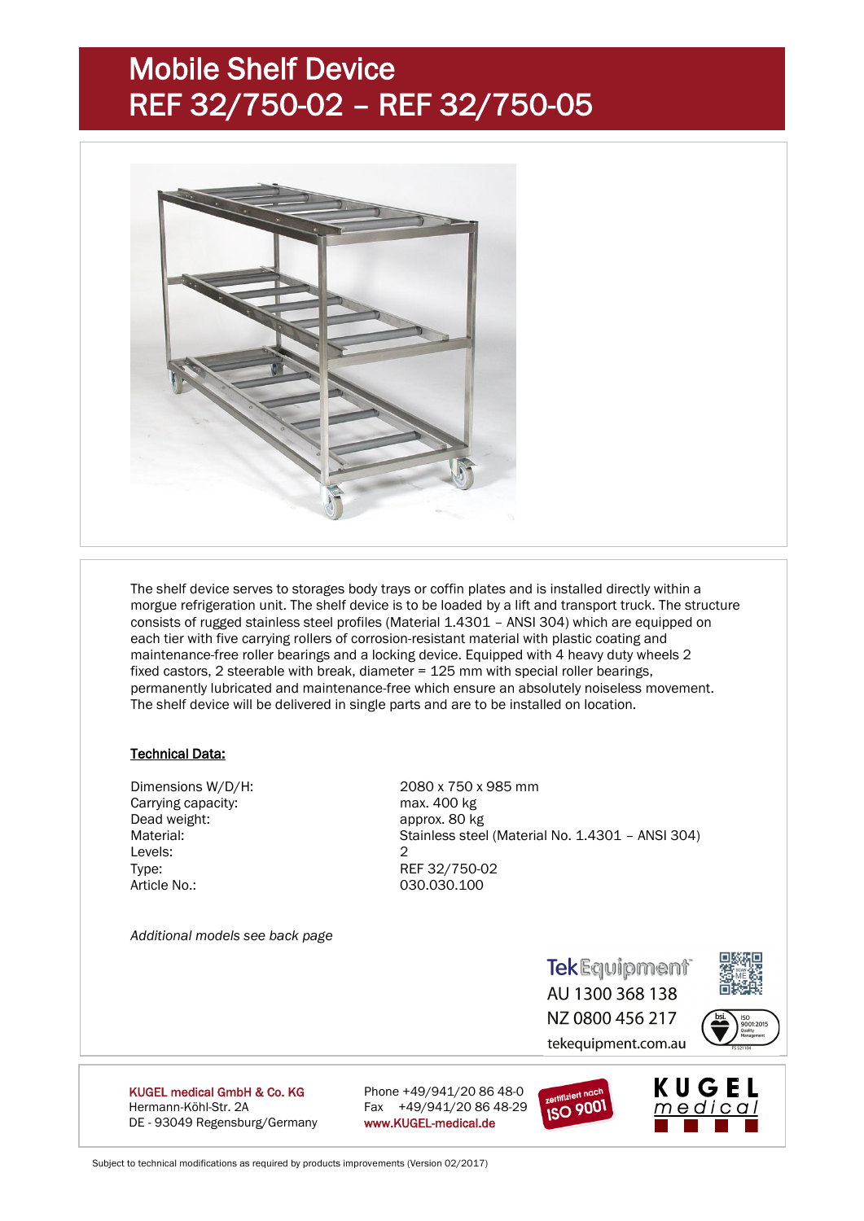# Mobile Shelf Device
# REF 32/750-02 – REF 32/750-05

The shelf device serves to storages body trays or coffin plates and is installed directly within a morgue refrigeration unit. The shelf device is to be loaded by a lift and transport truck. The structure consists of rugged stainless steel profiles (Material 1.4301 – ANSI 304) which are equipped on each tier with five carrying rollers of corrosion-resistant material with plastic coating and maintenance-free roller bearings and a locking device. Equipped with 4 heavy duty wheels 2 fixed castors, 2 steerable with break, diameter = 125 mm with special roller bearings, permanently lubricated and maintenance-free which ensure an absolutely noiseless movement. The shelf device will be delivered in single parts and are to be installed on location.

**Technical Data:**

| | |
|---|---|
| Dimensions W/D/H: | 2080 x 750 x 985 mm |
| Carrying capacity: | max. 400 kg |
| Dead weight: | approx. 80 kg |
| Material: | Stainless steel (Material No. 1.4301 – ANSI 304) |
| Levels: | 2 |
| Type: | REF 32/750-02 |
| Article No.: | 030.030.100 |

*Additional models see back page*

TekEquipment
AU 1300 368 138
NZ 0800 456 217
tekequipment.com.au

**KUGEL medical GmbH & Co. KG**
Hermann-Köhl-Str. 2A
DE - 93049 Regensburg/Germany

Phone +49/941/20 86 48-0
Fax +49/941/20 86 48-29
www.KUGEL-medical.de

zertifiziert nach ISO 9001

KUGEL medical

Subject to technical modifications as required by products improvements (Version 02/2017)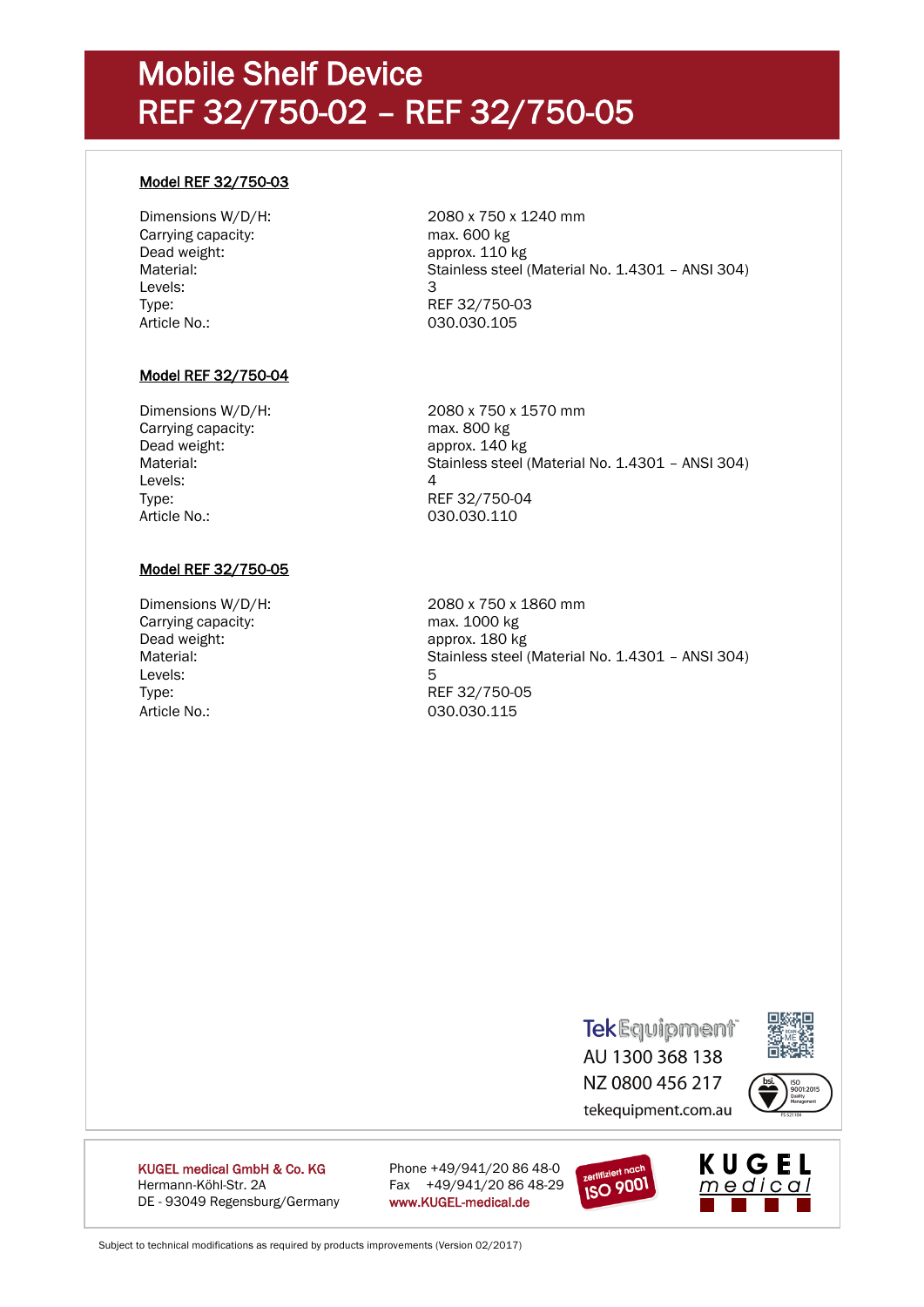# Mobile Shelf Device
# REF 32/750-02 – REF 32/750-05

### Model REF 32/750-03

| | |
|---|---|
| Dimensions W/D/H: | 2080 x 750 x 1240 mm |
| Carrying capacity: | max. 600 kg |
| Dead weight: | approx. 110 kg |
| Material: | Stainless steel (Material No. 1.4301 – ANSI 304) |
| Levels: | 3 |
| Type: | REF 32/750-03 |
| Article No.: | 030.030.105 |

### Model REF 32/750-04

| | |
|---|---|
| Dimensions W/D/H: | 2080 x 750 x 1570 mm |
| Carrying capacity: | max. 800 kg |
| Dead weight: | approx. 140 kg |
| Material: | Stainless steel (Material No. 1.4301 – ANSI 304) |
| Levels: | 4 |
| Type: | REF 32/750-04 |
| Article No.: | 030.030.110 |

### Model REF 32/750-05

| | |
|---|---|
| Dimensions W/D/H: | 2080 x 750 x 1860 mm |
| Carrying capacity: | max. 1000 kg |
| Dead weight: | approx. 180 kg |
| Material: | Stainless steel (Material No. 1.4301 – ANSI 304) |
| Levels: | 5 |
| Type: | REF 32/750-05 |
| Article No.: | 030.030.115 |

TekEquipment
AU 1300 368 138
NZ 0800 456 217
tekequipment.com.au

ISO 9001:2015 Quality Management

**KUGEL medical GmbH & Co. KG**
Hermann-Köhl-Str. 2A
DE - 93049 Regensburg/Germany

Phone +49/941/20 86 48-0
Fax +49/941/20 86 48-29
www.KUGEL-medical.de

zertifiziert nach ISO 9001

KUGEL medical

Subject to technical modifications as required by products improvements (Version 02/2017)